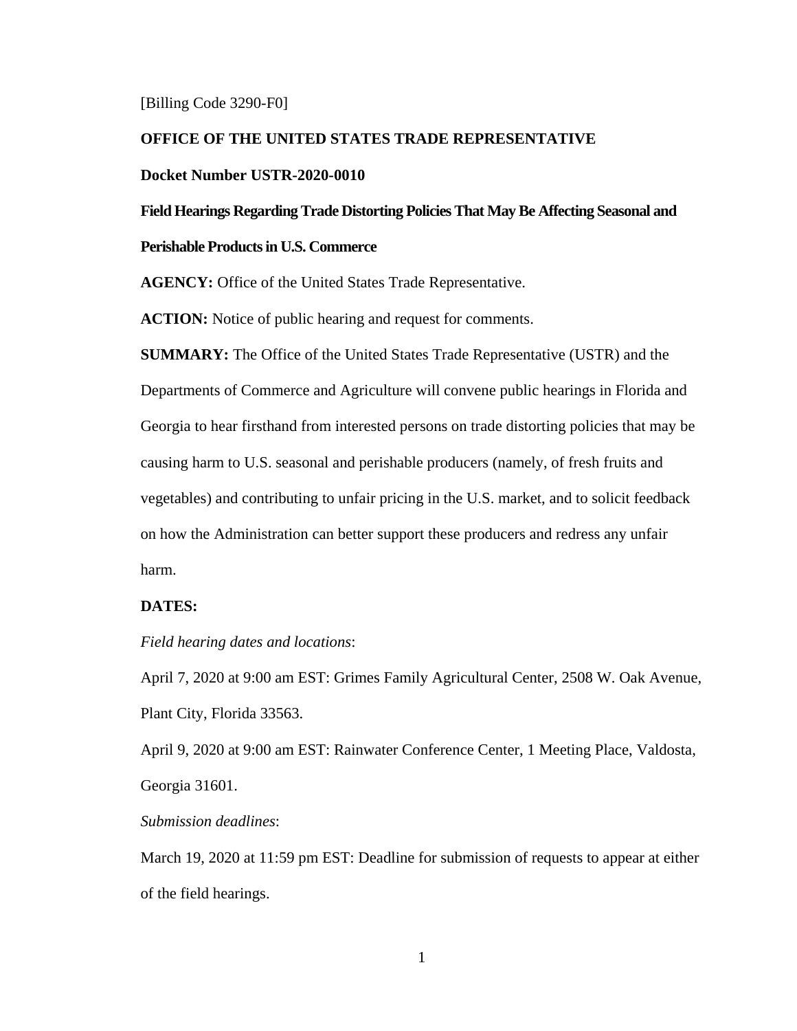[Billing Code 3290-F0]

**OFFICE OF THE UNITED STATES TRADE REPRESENTATIVE**

**Docket Number USTR-2020-0010**

**Field Hearings Regarding Trade Distorting Policies That May Be Affecting Seasonal and Perishable Products in U.S. Commerce**

**AGENCY:** Office of the United States Trade Representative.

**ACTION:** Notice of public hearing and request for comments.

**SUMMARY:** The Office of the United States Trade Representative (USTR) and the Departments of Commerce and Agriculture will convene public hearings in Florida and Georgia to hear firsthand from interested persons on trade distorting policies that may be causing harm to U.S. seasonal and perishable producers (namely, of fresh fruits and vegetables) and contributing to unfair pricing in the U.S. market, and to solicit feedback on how the Administration can better support these producers and redress any unfair harm.

**DATES:**

*Field hearing dates and locations*:

April 7, 2020 at 9:00 am EST: Grimes Family Agricultural Center, 2508 W. Oak Avenue, Plant City, Florida 33563.

April 9, 2020 at 9:00 am EST: Rainwater Conference Center, 1 Meeting Place, Valdosta, Georgia 31601.

*Submission deadlines*:

March 19, 2020 at 11:59 pm EST: Deadline for submission of requests to appear at either of the field hearings.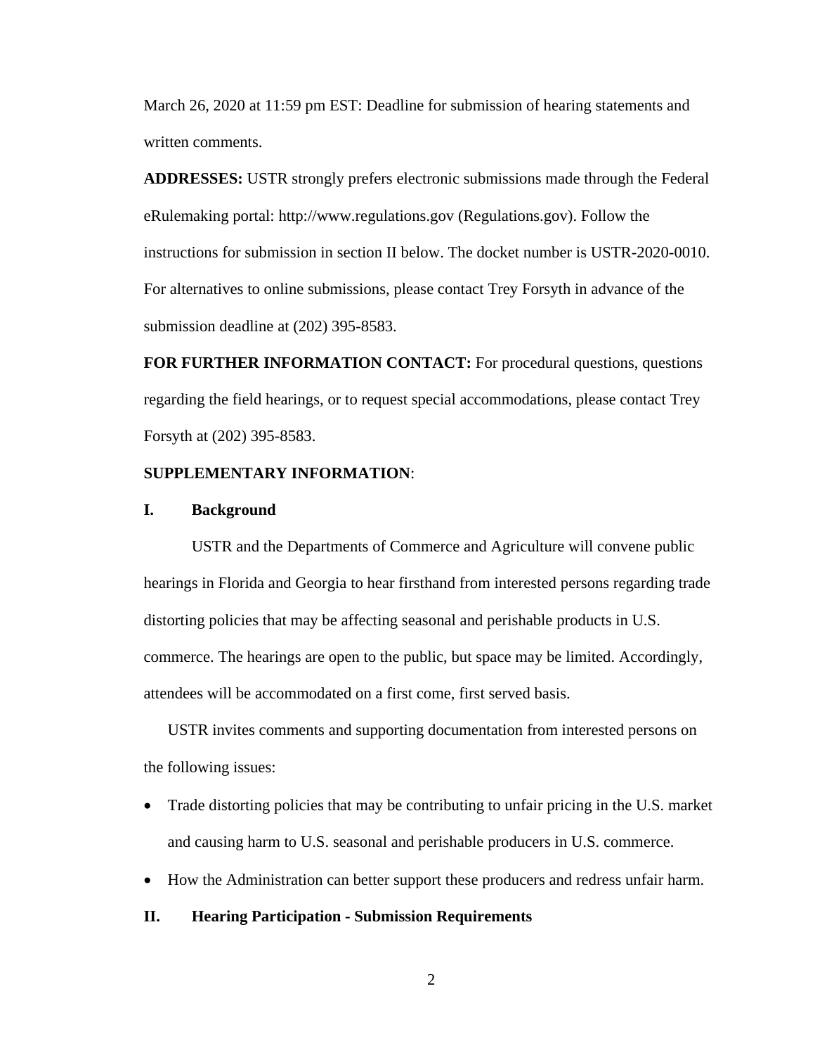March 26, 2020 at 11:59 pm EST: Deadline for submission of hearing statements and written comments.

**ADDRESSES:** USTR strongly prefers electronic submissions made through the Federal eRulemaking portal: http://www.regulations.gov (Regulations.gov). Follow the instructions for submission in section II below. The docket number is USTR-2020-0010. For alternatives to online submissions, please contact Trey Forsyth in advance of the submission deadline at (202) 395-8583.

**FOR FURTHER INFORMATION CONTACT:** For procedural questions, questions regarding the field hearings, or to request special accommodations, please contact Trey Forsyth at (202) 395-8583.

**SUPPLEMENTARY INFORMATION**:

## I. Background

USTR and the Departments of Commerce and Agriculture will convene public hearings in Florida and Georgia to hear firsthand from interested persons regarding trade distorting policies that may be affecting seasonal and perishable products in U.S. commerce. The hearings are open to the public, but space may be limited. Accordingly, attendees will be accommodated on a first come, first served basis.

USTR invites comments and supporting documentation from interested persons on the following issues:

- Trade distorting policies that may be contributing to unfair pricing in the U.S. market and causing harm to U.S. seasonal and perishable producers in U.S. commerce.
- How the Administration can better support these producers and redress unfair harm.

## II. Hearing Participation - Submission Requirements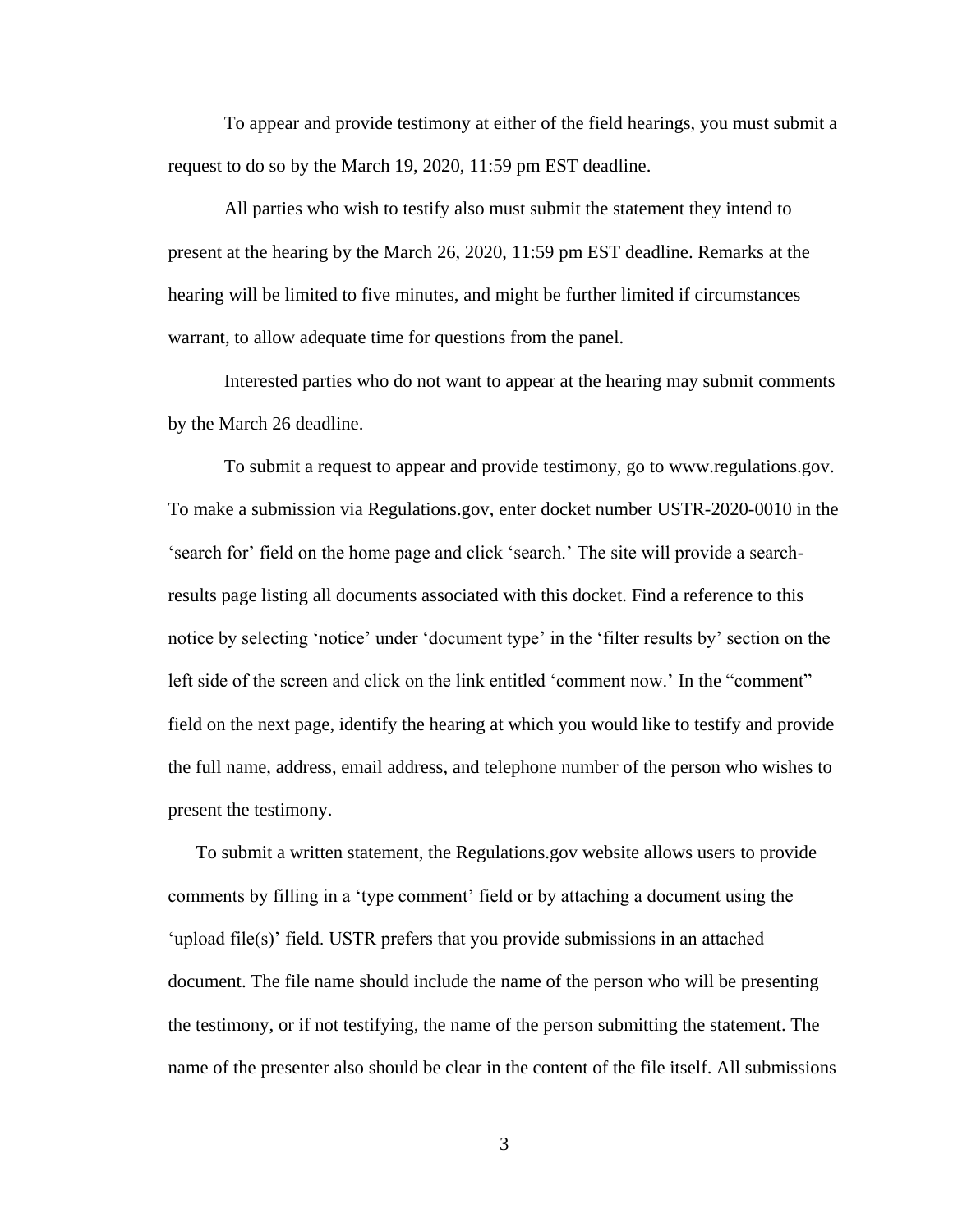To appear and provide testimony at either of the field hearings, you must submit a request to do so by the March 19, 2020, 11:59 pm EST deadline.

All parties who wish to testify also must submit the statement they intend to present at the hearing by the March 26, 2020, 11:59 pm EST deadline. Remarks at the hearing will be limited to five minutes, and might be further limited if circumstances warrant, to allow adequate time for questions from the panel.

Interested parties who do not want to appear at the hearing may submit comments by the March 26 deadline.

To submit a request to appear and provide testimony, go to www.regulations.gov. To make a submission via Regulations.gov, enter docket number USTR-2020-0010 in the 'search for' field on the home page and click 'search.' The site will provide a search-results page listing all documents associated with this docket. Find a reference to this notice by selecting 'notice' under 'document type' in the 'filter results by' section on the left side of the screen and click on the link entitled 'comment now.' In the "comment" field on the next page, identify the hearing at which you would like to testify and provide the full name, address, email address, and telephone number of the person who wishes to present the testimony.

To submit a written statement, the Regulations.gov website allows users to provide comments by filling in a 'type comment' field or by attaching a document using the 'upload file(s)' field. USTR prefers that you provide submissions in an attached document. The file name should include the name of the person who will be presenting the testimony, or if not testifying, the name of the person submitting the statement. The name of the presenter also should be clear in the content of the file itself. All submissions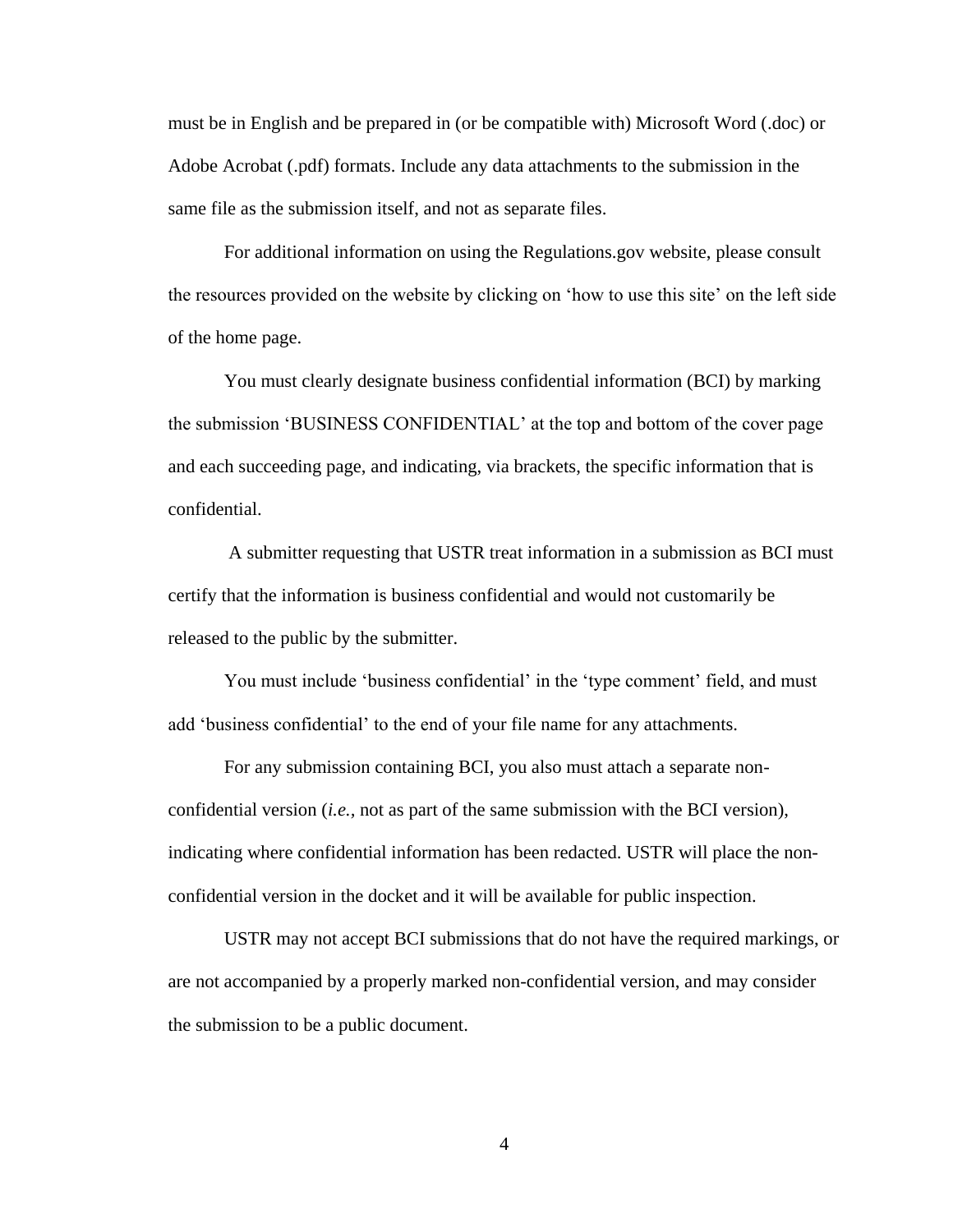must be in English and be prepared in (or be compatible with) Microsoft Word (.doc) or Adobe Acrobat (.pdf) formats. Include any data attachments to the submission in the same file as the submission itself, and not as separate files.

For additional information on using the Regulations.gov website, please consult the resources provided on the website by clicking on 'how to use this site' on the left side of the home page.

You must clearly designate business confidential information (BCI) by marking the submission 'BUSINESS CONFIDENTIAL' at the top and bottom of the cover page and each succeeding page, and indicating, via brackets, the specific information that is confidential.

A submitter requesting that USTR treat information in a submission as BCI must certify that the information is business confidential and would not customarily be released to the public by the submitter.

You must include 'business confidential' in the 'type comment' field, and must add 'business confidential' to the end of your file name for any attachments.

For any submission containing BCI, you also must attach a separate non-confidential version (*i.e.,* not as part of the same submission with the BCI version), indicating where confidential information has been redacted. USTR will place the non-confidential version in the docket and it will be available for public inspection.

USTR may not accept BCI submissions that do not have the required markings, or are not accompanied by a properly marked non-confidential version, and may consider the submission to be a public document.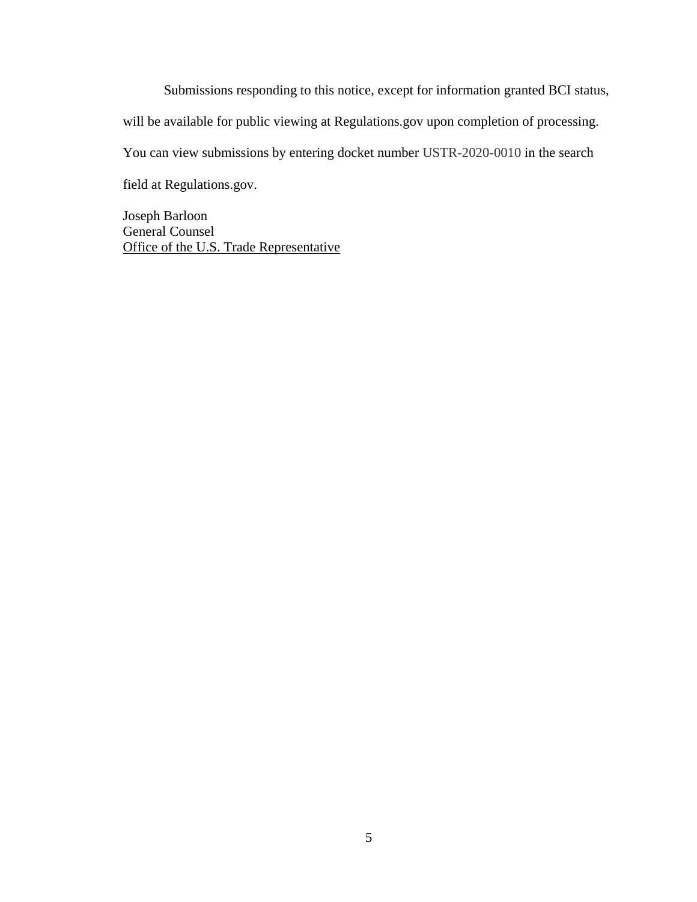Submissions responding to this notice, except for information granted BCI status, will be available for public viewing at Regulations.gov upon completion of processing. You can view submissions by entering docket number USTR-2020-0010 in the search field at Regulations.gov.

Joseph Barloon  
General Counsel  
Office of the U.S. Trade Representative